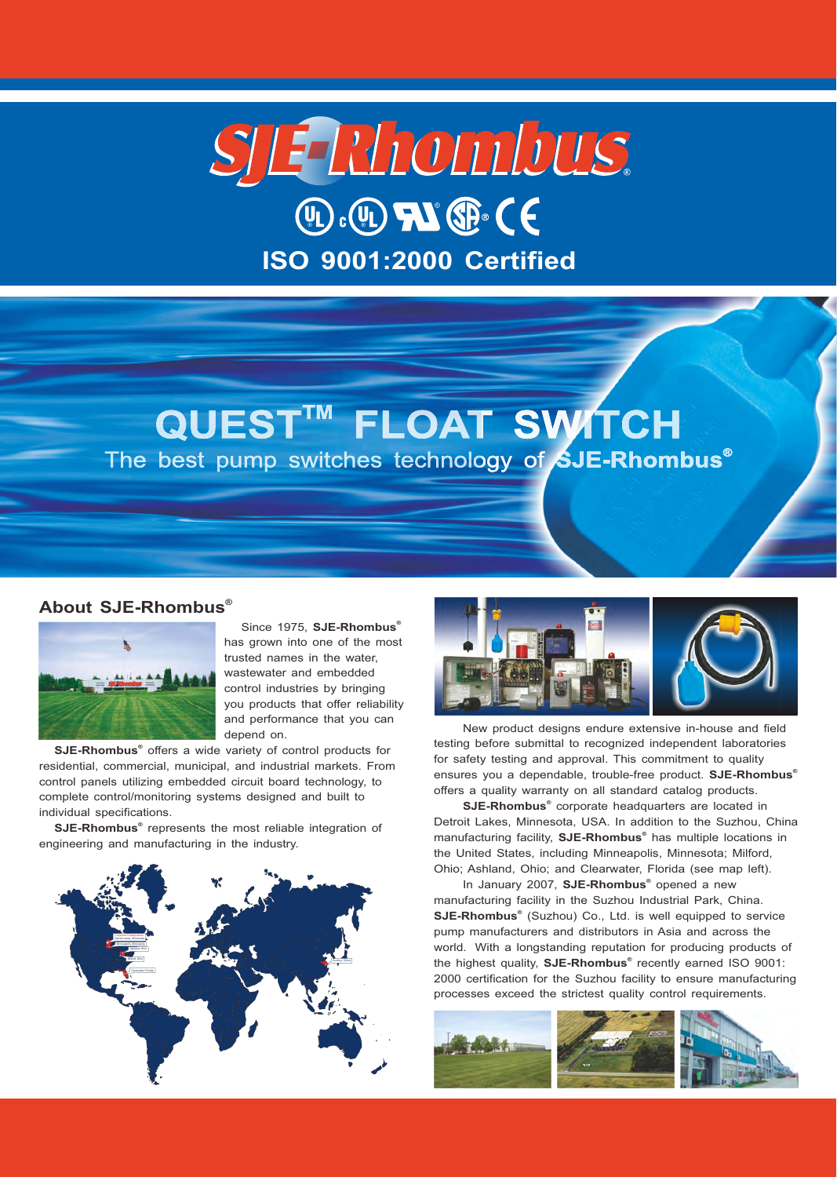# SJE-Rhombus®

ISO 9001:2000 Certified

# QUEST™ FLOAT SWITCH

The best pump switches technology of SJE-Rhombus®

## About SJE-Rhombus®

Since 1975, **SJE-Rhombus®** has grown into one of the most trusted names in the water, wastewater and embedded control industries by bringing you products that offer reliability and performance that you can depend on.

**SJE-Rhombus®** offers a wide variety of control products for residential, commercial, municipal, and industrial markets. From control panels utilizing embedded circuit board technology, to complete control/monitoring systems designed and built to individual specifications.

**SJE-Rhombus®** represents the most reliable integration of engineering and manufacturing in the industry.

New product designs endure extensive in-house and field testing before submittal to recognized independent laboratories for safety testing and approval. This commitment to quality ensures you a dependable, trouble-free product. **SJE-Rhombus®** offers a quality warranty on all standard catalog products.

**SJE-Rhombus®** corporate headquarters are located in Detroit Lakes, Minnesota, USA. In addition to the Suzhou, China manufacturing facility, **SJE-Rhombus®** has multiple locations in the United States, including Minneapolis, Minnesota; Milford, Ohio; Ashland, Ohio; and Clearwater, Florida (see map left).

In January 2007, **SJE-Rhombus®** opened a new manufacturing facility in the Suzhou Industrial Park, China. **SJE-Rhombus®** (Suzhou) Co., Ltd. is well equipped to service pump manufacturers and distributors in Asia and across the world. With a longstanding reputation for producing products of the highest quality, **SJE-Rhombus®** recently earned ISO 9001: 2000 certification for the Suzhou facility to ensure manufacturing processes exceed the strictest quality control requirements.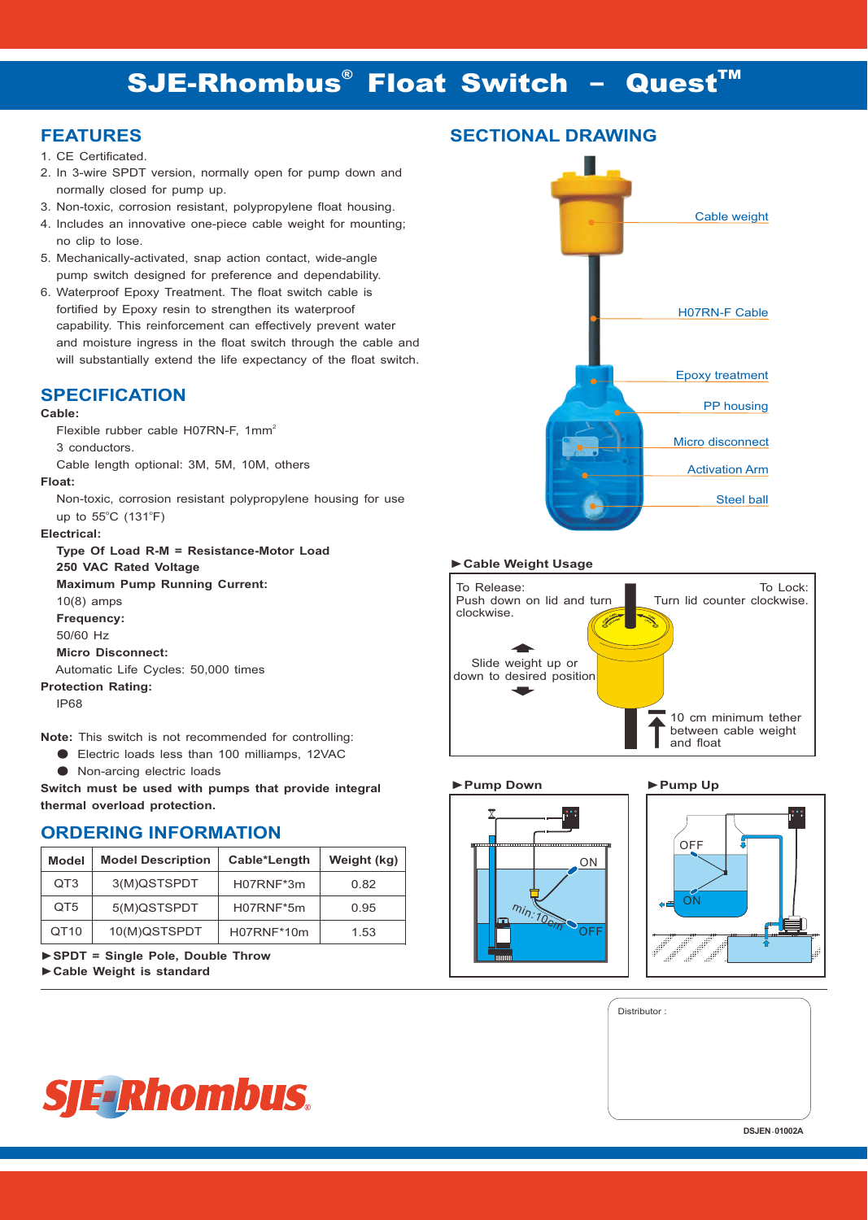# SJE-Rhombus® Float Switch – Quest™

## FEATURES

1. CE Certificated.
2. In 3-wire SPDT version, normally open for pump down and normally closed for pump up.
3. Non-toxic, corrosion resistant, polypropylene float housing.
4. Includes an innovative one-piece cable weight for mounting; no clip to lose.
5. Mechanically-activated, snap action contact, wide-angle pump switch designed for preference and dependability.
6. Waterproof Epoxy Treatment. The float switch cable is fortified by Epoxy resin to strengthen its waterproof capability. This reinforcement can effectively prevent water and moisture ingress in the float switch through the cable and will substantially extend the life expectancy of the float switch.

## SPECIFICATION

**Cable:**

Flexible rubber cable H07RN-F, 1mm$^2$

3 conductors.

Cable length optional: 3M, 5M, 10M, others

**Float:**

Non-toxic, corrosion resistant polypropylene housing for use up to 55°C (131°F)

**Electrical:**

**Type Of Load R-M = Resistance-Motor Load**

**250 VAC Rated Voltage**

**Maximum Pump Running Current:**

10(8) amps

**Frequency:**

50/60 Hz

**Micro Disconnect:**

Automatic Life Cycles: 50,000 times

**Protection Rating:**

IP68

**Note:** This switch is not recommended for controlling:

- Electric loads less than 100 milliamps, 12VAC
- Non-arcing electric loads

**Switch must be used with pumps that provide integral thermal overload protection.**

## ORDERING INFORMATION

| Model | Model Description | Cable*Length | Weight (kg) |
|---|---|---|---|
| QT3 | 3(M)QSTSPDT | H07RNF*3m | 0.82 |
| QT5 | 5(M)QSTSPDT | H07RNF*5m | 0.95 |
| QT10 | 10(M)QSTSPDT | H07RNF*10m | 1.53 |

►SPDT = Single Pole, Double Throw

►Cable Weight is standard

## SECTIONAL DRAWING

Cable weight

H07RN-F Cable

Epoxy treatment

PP housing

Micro disconnect

Activation Arm

Steel ball

### ►Cable Weight Usage

To Release: Push down on lid and turn clockwise.

To Lock: Turn lid counter clockwise.

Slide weight up or down to desired position

10 cm minimum tether between cable weight and float

### ►Pump Down

ON

min:10cm

OFF

### ►Pump Up

OFF

ON

Distributor :

DSJEN-01002A